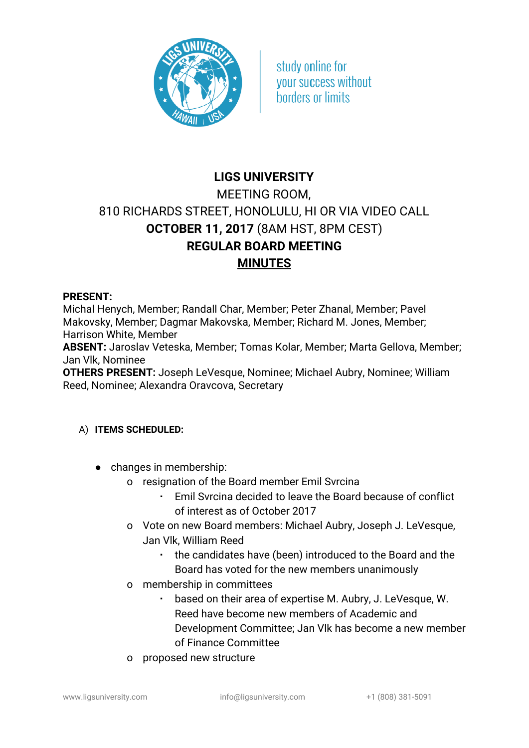study online for
your success without
borders or limits

# LIGS UNIVERSITY

MEETING ROOM,
810 RICHARDS STREET, HONOLULU, HI OR VIA VIDEO CALL
**OCTOBER 11, 2017** (8AM HST, 8PM CEST)
**REGULAR BOARD MEETING**
**MINUTES**

**PRESENT:**
Michal Henych, Member; Randall Char, Member; Peter Zhanal, Member; Pavel Makovsky, Member; Dagmar Makovska, Member; Richard M. Jones, Member; Harrison White, Member
**ABSENT:** Jaroslav Veteska, Member; Tomas Kolar, Member; Marta Gellova, Member; Jan Vlk, Nominee
**OTHERS PRESENT:** Joseph LeVesque, Nominee; Michael Aubry, Nominee; William Reed, Nominee; Alexandra Oravcova, Secretary

A) **ITEMS SCHEDULED:**

- changes in membership:
  - resignation of the Board member Emil Svrcina
    - Emil Svrcina decided to leave the Board because of conflict of interest as of October 2017
  - Vote on new Board members: Michael Aubry, Joseph J. LeVesque, Jan Vlk, William Reed
    - the candidates have (been) introduced to the Board and the Board has voted for the new members unanimously
  - membership in committees
    - based on their area of expertise M. Aubry, J. LeVesque, W. Reed have become new members of Academic and Development Committee; Jan Vlk has become a new member of Finance Committee
  - proposed new structure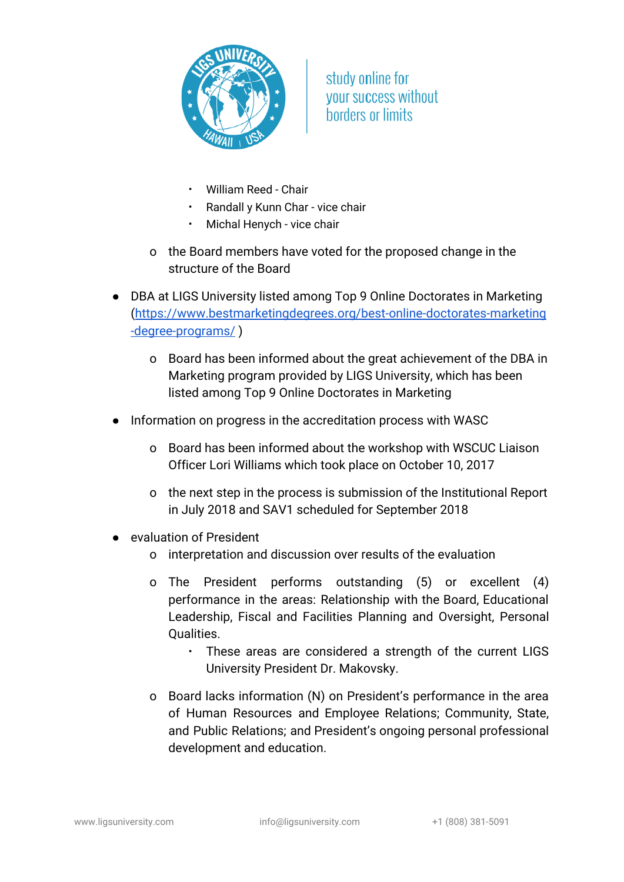- William Reed - Chair
        - Randall y Kunn Char - vice chair
        - Michal Henych - vice chair
    - the Board members have voted for the proposed change in the structure of the Board

- DBA at LIGS University listed among Top 9 Online Doctorates in Marketing ([https://www.bestmarketingdegrees.org/best-online-doctorates-marketing-degree-programs/](https://www.bestmarketingdegrees.org/best-online-doctorates-marketing-degree-programs/) )
    - Board has been informed about the great achievement of the DBA in Marketing program provided by LIGS University, which has been listed among Top 9 Online Doctorates in Marketing

- Information on progress in the accreditation process with WASC
    - Board has been informed about the workshop with WSCUC Liaison Officer Lori Williams which took place on October 10, 2017
    - the next step in the process is submission of the Institutional Report in July 2018 and SAV1 scheduled for September 2018

- evaluation of President
    - interpretation and discussion over results of the evaluation
    - The President performs outstanding (5) or excellent (4) performance in the areas: Relationship with the Board, Educational Leadership, Fiscal and Facilities Planning and Oversight, Personal Qualities.
        - These areas are considered a strength of the current LIGS University President Dr. Makovsky.
    - Board lacks information (N) on President's performance in the area of Human Resources and Employee Relations; Community, State, and Public Relations; and President's ongoing personal professional development and education.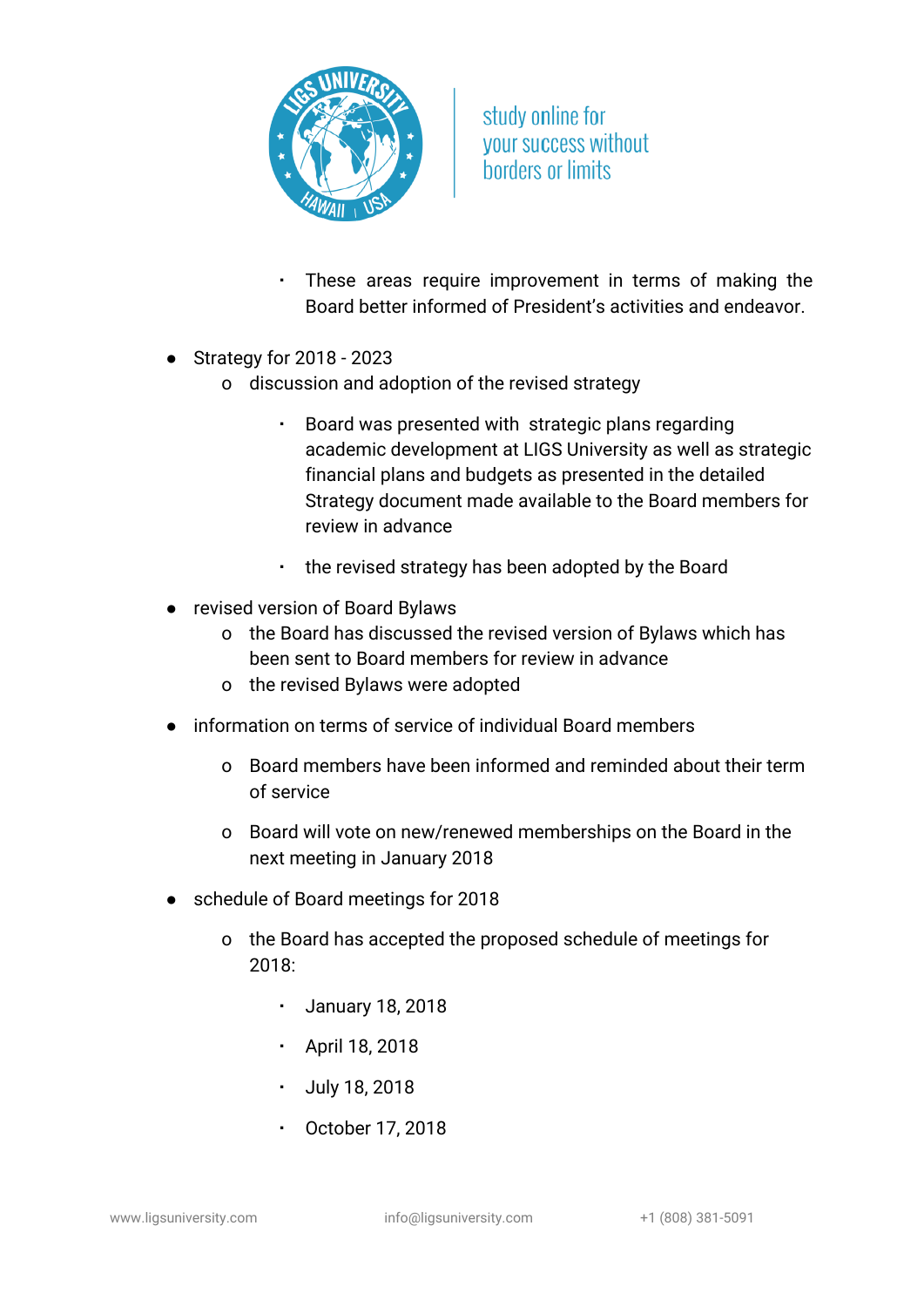- These areas require improvement in terms of making the Board better informed of President's activities and endeavor.

- Strategy for 2018 - 2023
  - discussion and adoption of the revised strategy
    - Board was presented with strategic plans regarding academic development at LIGS University as well as strategic financial plans and budgets as presented in the detailed Strategy document made available to the Board members for review in advance
    - the revised strategy has been adopted by the Board

- revised version of Board Bylaws
  - the Board has discussed the revised version of Bylaws which has been sent to Board members for review in advance
  - the revised Bylaws were adopted

- information on terms of service of individual Board members
  - Board members have been informed and reminded about their term of service
  - Board will vote on new/renewed memberships on the Board in the next meeting in January 2018

- schedule of Board meetings for 2018
  - the Board has accepted the proposed schedule of meetings for 2018:
    - January 18, 2018
    - April 18, 2018
    - July 18, 2018
    - October 17, 2018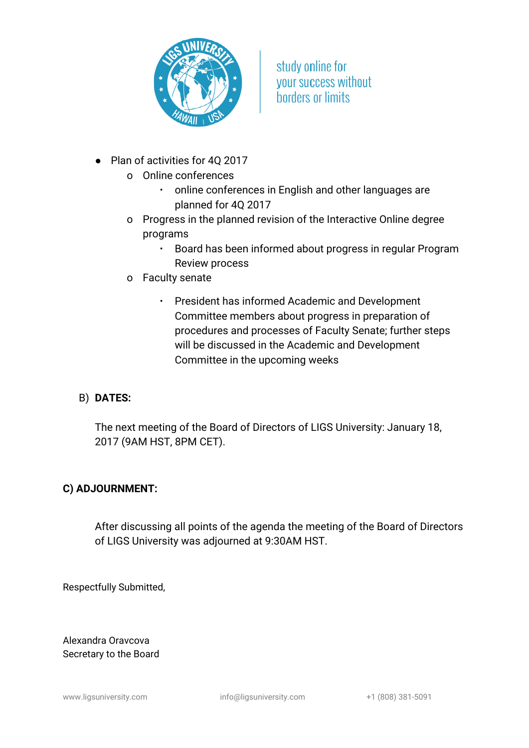- Plan of activities for 4Q 2017
  - Online conferences
    - online conferences in English and other languages are planned for 4Q 2017
  - Progress in the planned revision of the Interactive Online degree programs
    - Board has been informed about progress in regular Program Review process
  - Faculty senate
    - President has informed Academic and Development Committee members about progress in preparation of procedures and processes of Faculty Senate; further steps will be discussed in the Academic and Development Committee in the upcoming weeks

B) **DATES:**

The next meeting of the Board of Directors of LIGS University: January 18, 2017 (9AM HST, 8PM CET).

**C) ADJOURNMENT:**

After discussing all points of the agenda the meeting of the Board of Directors of LIGS University was adjourned at 9:30AM HST.

Respectfully Submitted,

Alexandra Oravcova
Secretary to the Board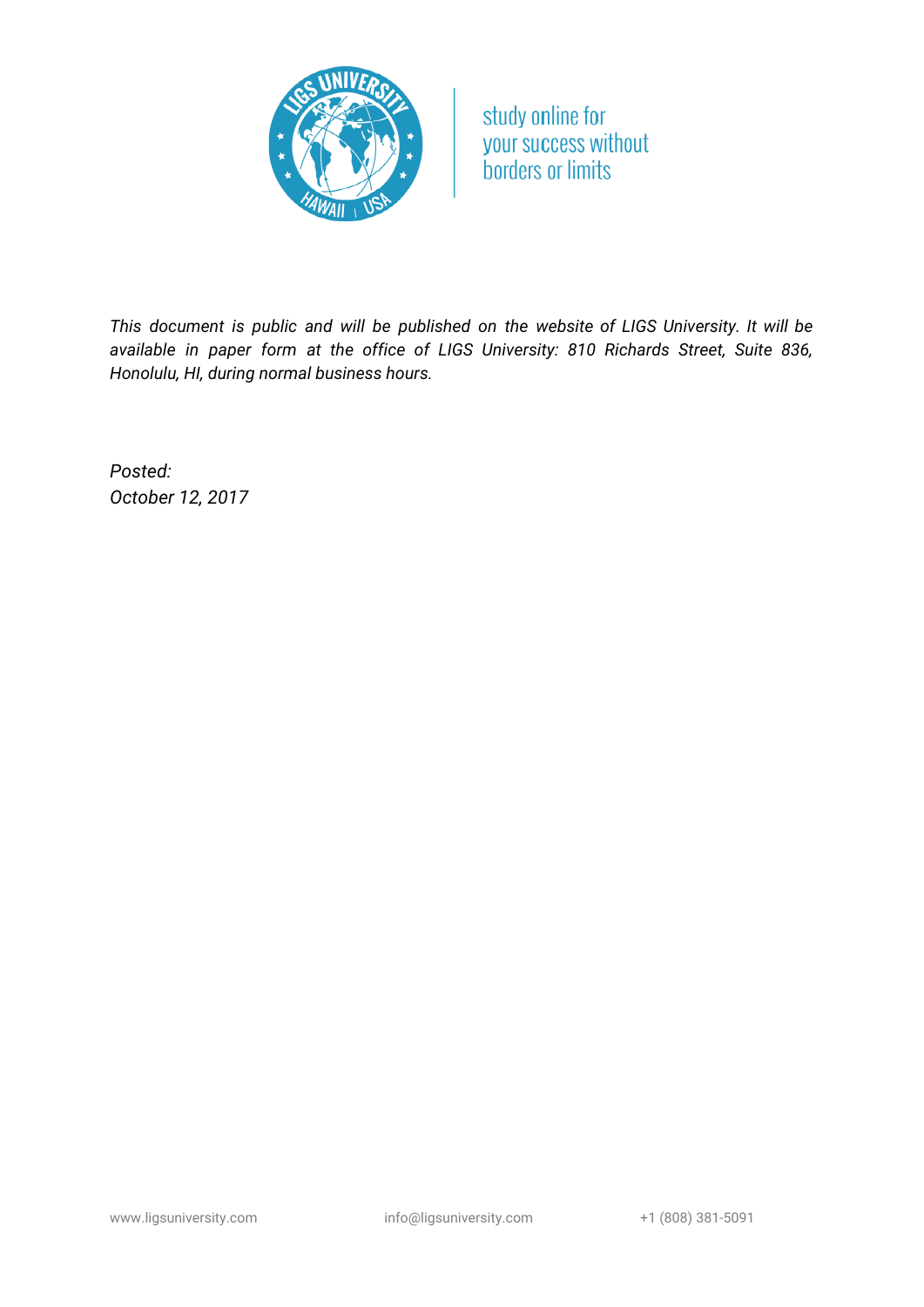study online for
your success without
borders or limits

*This document is public and will be published on the website of LIGS University. It will be available in paper form at the office of LIGS University: 810 Richards Street, Suite 836, Honolulu, HI, during normal business hours.*

*Posted:*
*October 12, 2017*

www.ligsuniversity.com info@ligsuniversity.com +1 (808) 381-5091